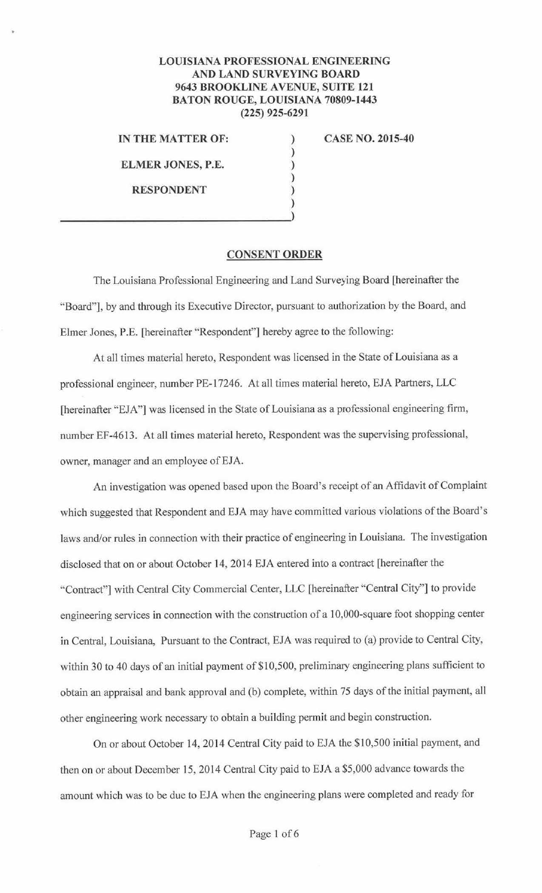**LOUISIANA PROFESSIONAL ENGINEERING AND LAND SURVEYING BOARD**
**9643 BROOKLINE AVENUE, SUITE 121**
**BATON ROUGE, LOUISIANA 70809-1443**
**(225) 925-6291**

| | | |
|---|---|---|
| **IN THE MATTER OF:** | ) | **CASE NO. 2015-40** |
| | ) | |
| **ELMER JONES, P.E.** | ) | |
| | ) | |
| **RESPONDENT** | ) | |
| | ) | |

## CONSENT ORDER

The Louisiana Professional Engineering and Land Surveying Board [hereinafter the "Board"], by and through its Executive Director, pursuant to authorization by the Board, and Elmer Jones, P.E. [hereinafter "Respondent"] hereby agree to the following:

At all times material hereto, Respondent was licensed in the State of Louisiana as a professional engineer, number PE-17246. At all times material hereto, EJA Partners, LLC [hereinafter "EJA"] was licensed in the State of Louisiana as a professional engineering firm, number EF-4613. At all times material hereto, Respondent was the supervising professional, owner, manager and an employee of EJA.

An investigation was opened based upon the Board's receipt of an Affidavit of Complaint which suggested that Respondent and EJA may have committed various violations of the Board's laws and/or rules in connection with their practice of engineering in Louisiana. The investigation disclosed that on or about October 14, 2014 EJA entered into a contract [hereinafter the "Contract"] with Central City Commercial Center, LLC [hereinafter "Central City"] to provide engineering services in connection with the construction of a 10,000-square foot shopping center in Central, Louisiana, Pursuant to the Contract, EJA was required to (a) provide to Central City, within 30 to 40 days of an initial payment of $10,500, preliminary engineering plans sufficient to obtain an appraisal and bank approval and (b) complete, within 75 days of the initial payment, all other engineering work necessary to obtain a building permit and begin construction.

On or about October 14, 2014 Central City paid to EJA the $10,500 initial payment, and then on or about December 15, 2014 Central City paid to EJA a $5,000 advance towards the amount which was to be due to EJA when the engineering plans were completed and ready for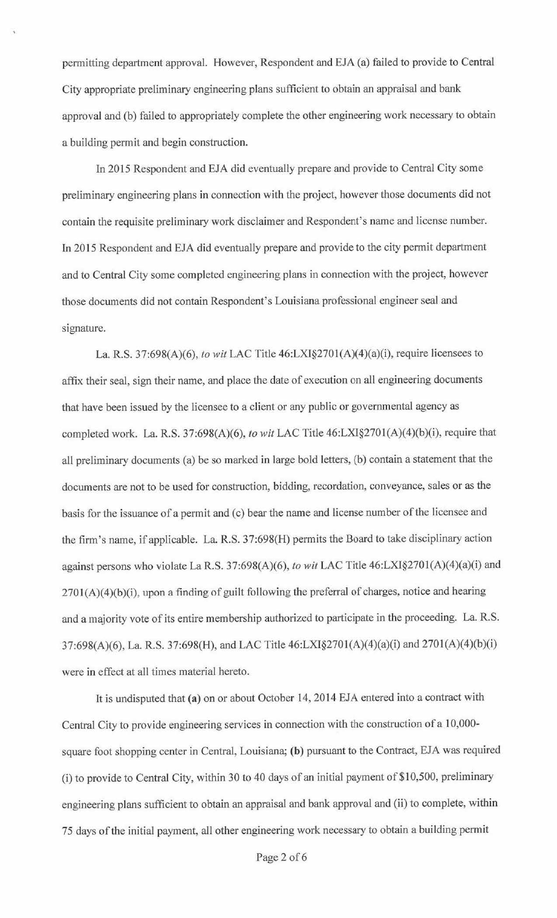permitting department approval. However, Respondent and EJA (a) failed to provide to Central City appropriate preliminary engineering plans sufficient to obtain an appraisal and bank approval and (b) failed to appropriately complete the other engineering work necessary to obtain a building permit and begin construction.

In 2015 Respondent and EJA did eventually prepare and provide to Central City some preliminary engineering plans in connection with the project, however those documents did not contain the requisite preliminary work disclaimer and Respondent's name and license number. In 2015 Respondent and EJA did eventually prepare and provide to the city permit department and to Central City some completed engineering plans in connection with the project, however those documents did not contain Respondent's Louisiana professional engineer seal and signature.

La. R.S. 37:698(A)(6), *to wit* LAC Title 46:LXI§2701(A)(4)(a)(i), require licensees to affix their seal, sign their name, and place the date of execution on all engineering documents that have been issued by the licensee to a client or any public or governmental agency as completed work. La. R.S. 37:698(A)(6), *to wit* LAC Title 46:LXI§2701(A)(4)(b)(i), require that all preliminary documents (a) be so marked in large bold letters, (b) contain a statement that the documents are not to be used for construction, bidding, recordation, conveyance, sales or as the basis for the issuance of a permit and (c) bear the name and license number of the licensee and the firm's name, if applicable. La. R.S. 37:698(H) permits the Board to take disciplinary action against persons who violate La R.S. 37:698(A)(6), *to wit* LAC Title 46:LXI§2701(A)(4)(a)(i) and 2701(A)(4)(b)(i), upon a finding of guilt following the preferral of charges, notice and hearing and a majority vote of its entire membership authorized to participate in the proceeding. La. R.S. 37:698(A)(6), La. R.S. 37:698(H), and LAC Title 46:LXI§2701(A)(4)(a)(i) and 2701(A)(4)(b)(i) were in effect at all times material hereto.

It is undisputed that **(a)** on or about October 14, 2014 EJA entered into a contract with Central City to provide engineering services in connection with the construction of a 10,000-square foot shopping center in Central, Louisiana; **(b)** pursuant to the Contract, EJA was required (i) to provide to Central City, within 30 to 40 days of an initial payment of $10,500, preliminary engineering plans sufficient to obtain an appraisal and bank approval and (ii) to complete, within 75 days of the initial payment, all other engineering work necessary to obtain a building permit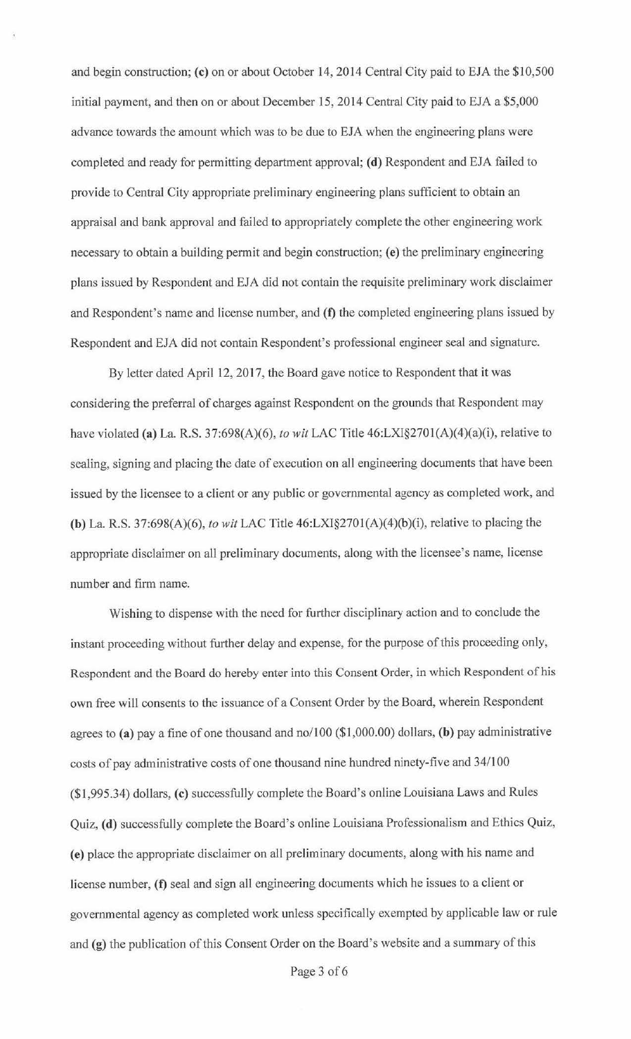and begin construction; **(c)** on or about October 14, 2014 Central City paid to EJA the $10,500 initial payment, and then on or about December 15, 2014 Central City paid to EJA a $5,000 advance towards the amount which was to be due to EJA when the engineering plans were completed and ready for permitting department approval; **(d)** Respondent and EJA failed to provide to Central City appropriate preliminary engineering plans sufficient to obtain an appraisal and bank approval and failed to appropriately complete the other engineering work necessary to obtain a building permit and begin construction; **(e)** the preliminary engineering plans issued by Respondent and EJA did not contain the requisite preliminary work disclaimer and Respondent's name and license number, and **(f)** the completed engineering plans issued by Respondent and EJA did not contain Respondent's professional engineer seal and signature.

By letter dated April 12, 2017, the Board gave notice to Respondent that it was considering the preferral of charges against Respondent on the grounds that Respondent may have violated **(a)** La. R.S. 37:698(A)(6), *to wit* LAC Title 46:LXI§2701(A)(4)(a)(i), relative to sealing, signing and placing the date of execution on all engineering documents that have been issued by the licensee to a client or any public or governmental agency as completed work, and **(b)** La. R.S. 37:698(A)(6), *to wit* LAC Title 46:LXI§2701(A)(4)(b)(i), relative to placing the appropriate disclaimer on all preliminary documents, along with the licensee's name, license number and firm name.

Wishing to dispense with the need for further disciplinary action and to conclude the instant proceeding without further delay and expense, for the purpose of this proceeding only, Respondent and the Board do hereby enter into this Consent Order, in which Respondent of his own free will consents to the issuance of a Consent Order by the Board, wherein Respondent agrees to **(a)** pay a fine of one thousand and no/100 ($1,000.00) dollars, **(b)** pay administrative costs of pay administrative costs of one thousand nine hundred ninety-five and 34/100 ($1,995.34) dollars, **(c)** successfully complete the Board's online Louisiana Laws and Rules Quiz, **(d)** successfully complete the Board's online Louisiana Professionalism and Ethics Quiz, **(e)** place the appropriate disclaimer on all preliminary documents, along with his name and license number, **(f)** seal and sign all engineering documents which he issues to a client or governmental agency as completed work unless specifically exempted by applicable law or rule and **(g)** the publication of this Consent Order on the Board's website and a summary of this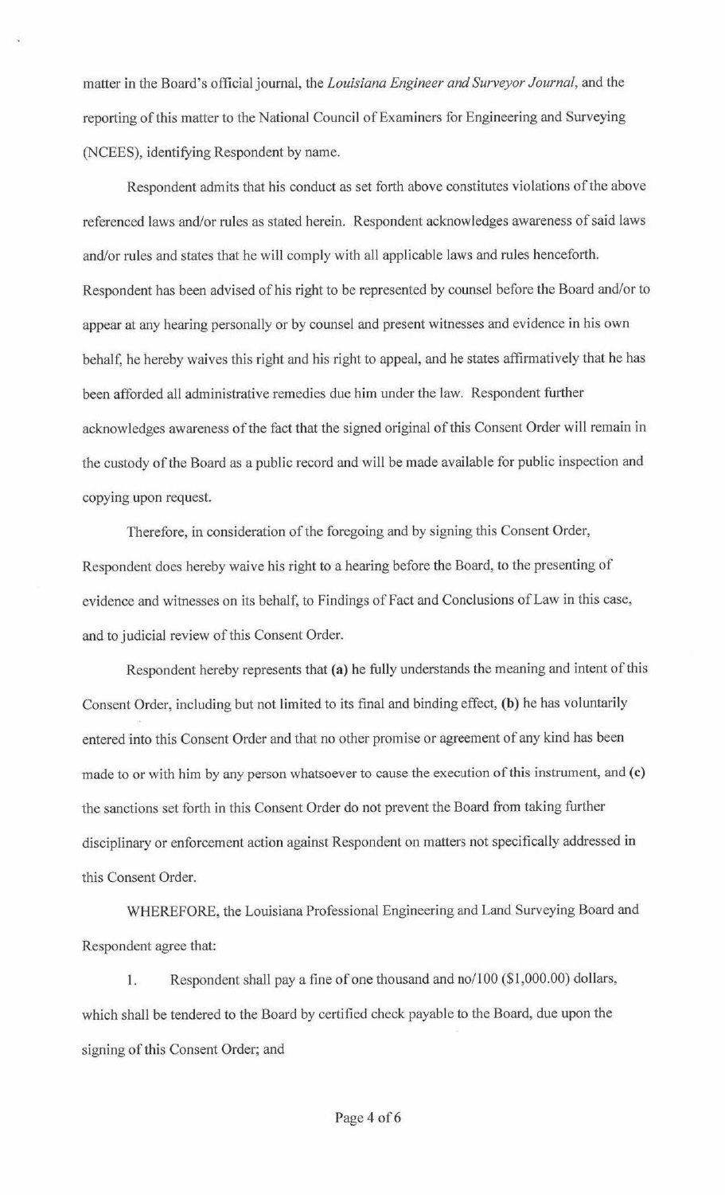matter in the Board's official journal, the *Louisiana Engineer and Surveyor Journal*, and the reporting of this matter to the National Council of Examiners for Engineering and Surveying (NCEES), identifying Respondent by name.

Respondent admits that his conduct as set forth above constitutes violations of the above referenced laws and/or rules as stated herein. Respondent acknowledges awareness of said laws and/or rules and states that he will comply with all applicable laws and rules henceforth. Respondent has been advised of his right to be represented by counsel before the Board and/or to appear at any hearing personally or by counsel and present witnesses and evidence in his own behalf, he hereby waives this right and his right to appeal, and he states affirmatively that he has been afforded all administrative remedies due him under the law. Respondent further acknowledges awareness of the fact that the signed original of this Consent Order will remain in the custody of the Board as a public record and will be made available for public inspection and copying upon request.

Therefore, in consideration of the foregoing and by signing this Consent Order, Respondent does hereby waive his right to a hearing before the Board, to the presenting of evidence and witnesses on its behalf, to Findings of Fact and Conclusions of Law in this case, and to judicial review of this Consent Order.

Respondent hereby represents that **(a)** he fully understands the meaning and intent of this Consent Order, including but not limited to its final and binding effect, **(b)** he has voluntarily entered into this Consent Order and that no other promise or agreement of any kind has been made to or with him by any person whatsoever to cause the execution of this instrument, and **(c)** the sanctions set forth in this Consent Order do not prevent the Board from taking further disciplinary or enforcement action against Respondent on matters not specifically addressed in this Consent Order.

WHEREFORE, the Louisiana Professional Engineering and Land Surveying Board and Respondent agree that:

1. Respondent shall pay a fine of one thousand and no/100 ($1,000.00) dollars, which shall be tendered to the Board by certified check payable to the Board, due upon the signing of this Consent Order; and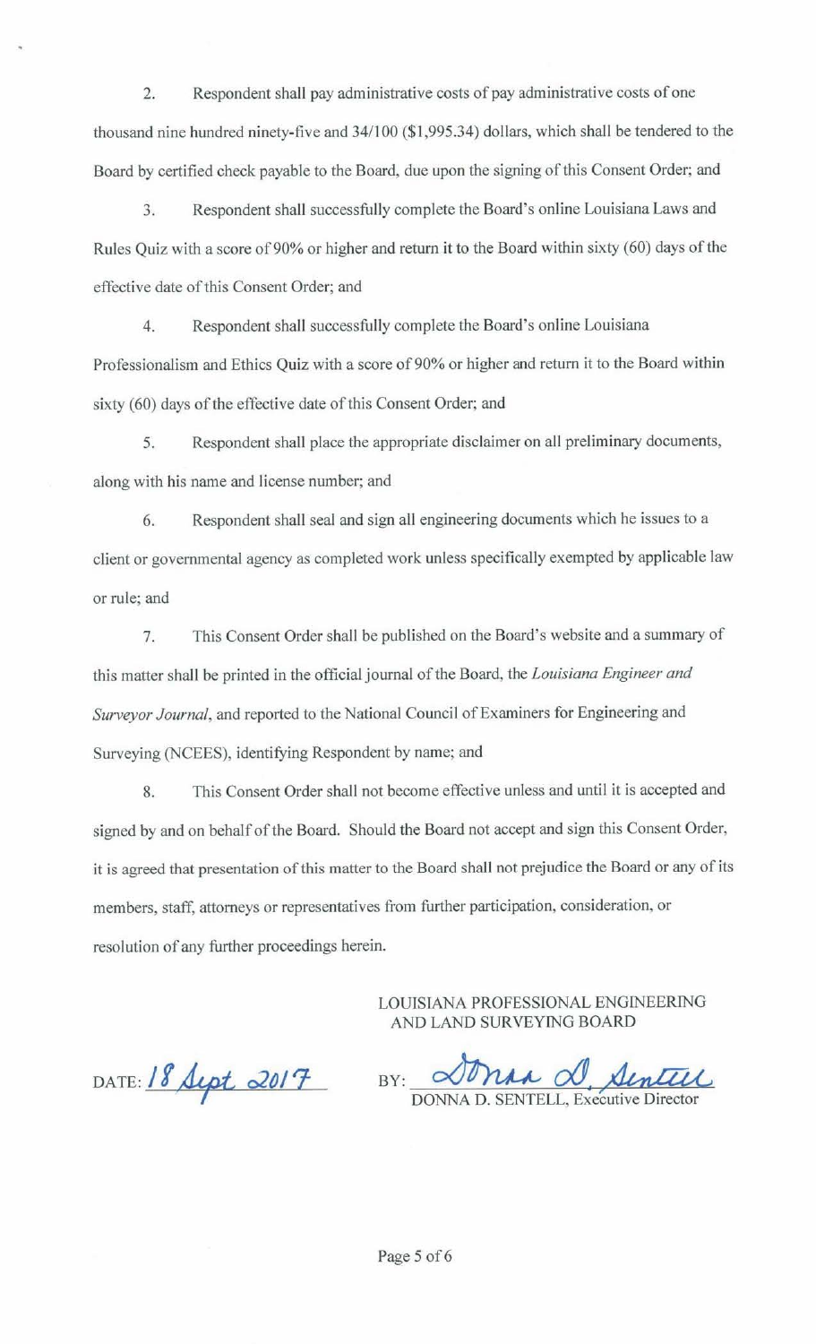2. Respondent shall pay administrative costs of pay administrative costs of one thousand nine hundred ninety-five and 34/100 ($1,995.34) dollars, which shall be tendered to the Board by certified check payable to the Board, due upon the signing of this Consent Order; and

3. Respondent shall successfully complete the Board's online Louisiana Laws and Rules Quiz with a score of 90% or higher and return it to the Board within sixty (60) days of the effective date of this Consent Order; and

4. Respondent shall successfully complete the Board's online Louisiana Professionalism and Ethics Quiz with a score of 90% or higher and return it to the Board within sixty (60) days of the effective date of this Consent Order; and

5. Respondent shall place the appropriate disclaimer on all preliminary documents, along with his name and license number; and

6. Respondent shall seal and sign all engineering documents which he issues to a client or governmental agency as completed work unless specifically exempted by applicable law or rule; and

7. This Consent Order shall be published on the Board's website and a summary of this matter shall be printed in the official journal of the Board, the *Louisiana Engineer and Surveyor Journal*, and reported to the National Council of Examiners for Engineering and Surveying (NCEES), identifying Respondent by name; and

8. This Consent Order shall not become effective unless and until it is accepted and signed by and on behalf of the Board. Should the Board not accept and sign this Consent Order, it is agreed that presentation of this matter to the Board shall not prejudice the Board or any of its members, staff, attorneys or representatives from further participation, consideration, or resolution of any further proceedings herein.

LOUISIANA PROFESSIONAL ENGINEERING AND LAND SURVEYING BOARD

DATE: 18 Sept 2017

BY: Donna D. Sentell

DONNA D. SENTELL, Executive Director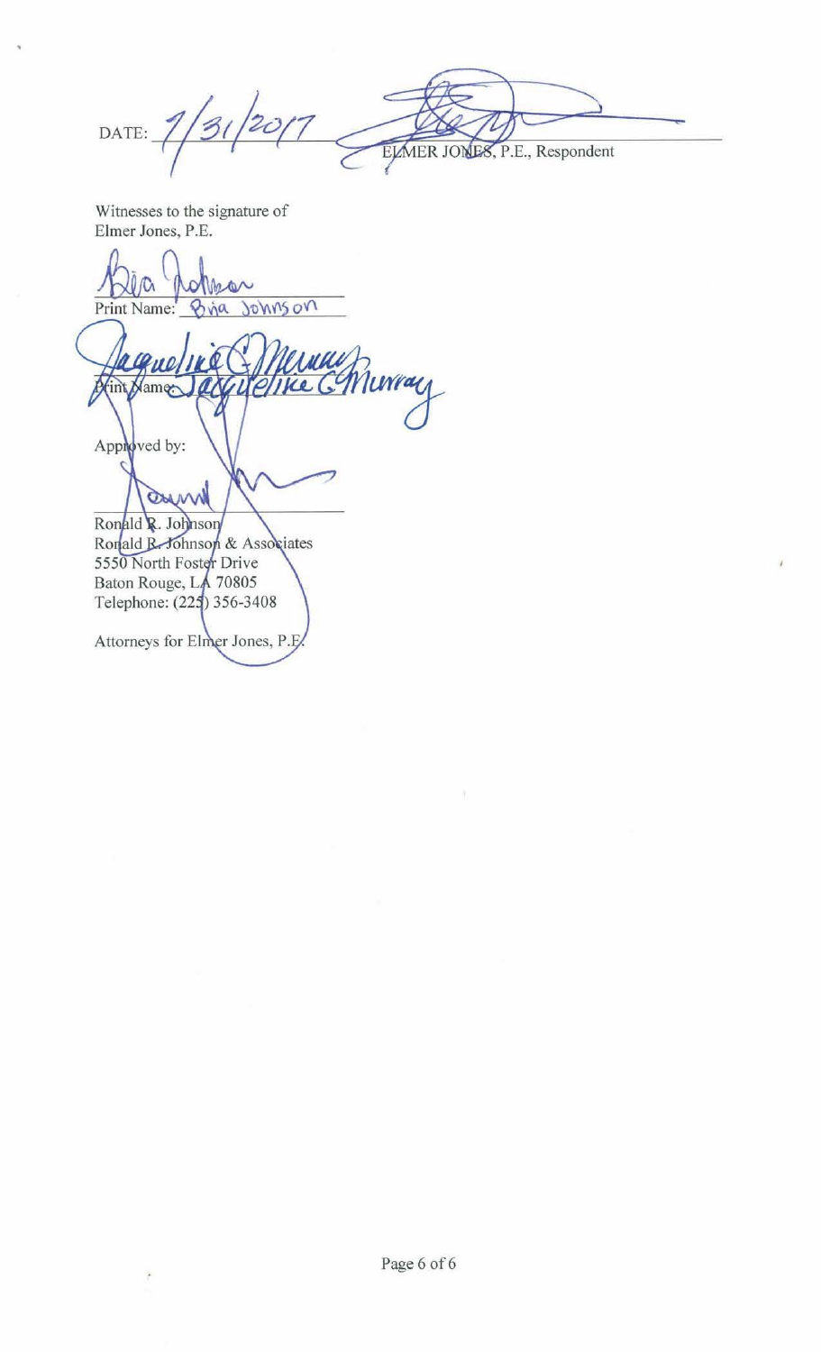DATE: 7/31/2017

ELMER JONES, P.E., Respondent

Witnesses to the signature of
Elmer Jones, P.E.

Print Name: Bria Johnson

Print Name: Jacqueline C. Murray

Approved by:

Ronald R. Johnson
Ronald R. Johnson & Associates
5550 North Foster Drive
Baton Rouge, LA 70805
Telephone: (225) 356-3408

Attorneys for Elmer Jones, P.E.